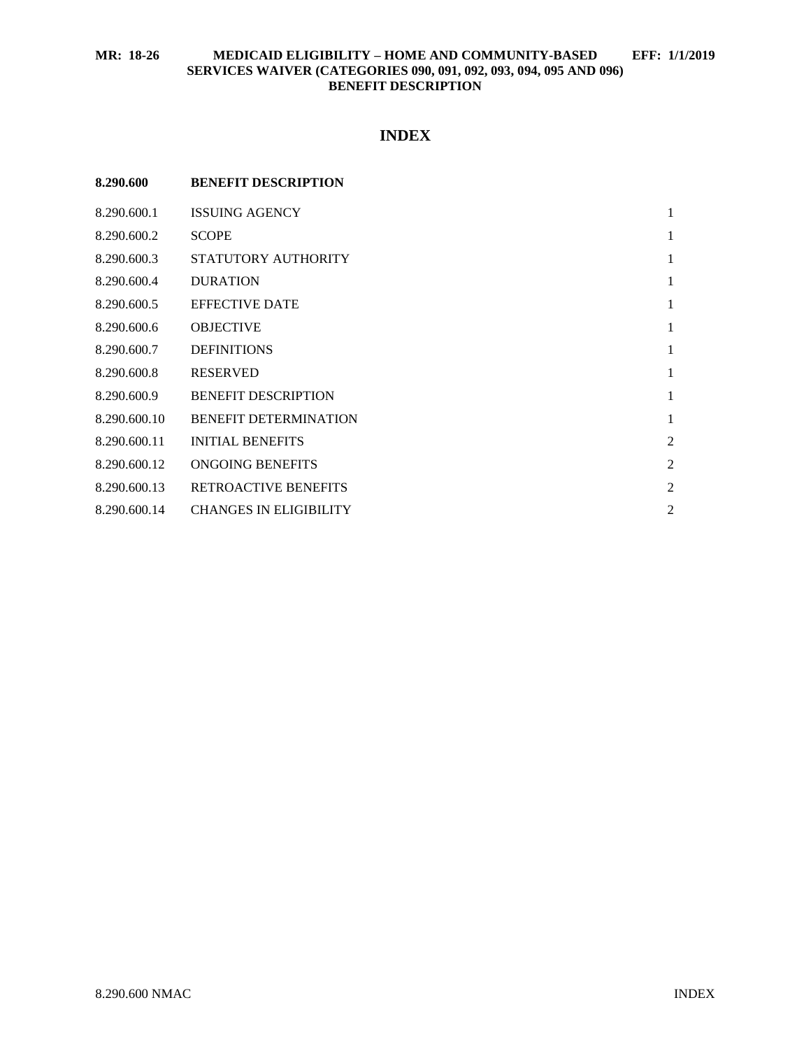**MR: 18-26 MEDICAID ELIGIBILITY – HOME AND COMMUNITY-BASED SERVICES WAIVER (CATEGORIES 090, 091, 092, 093, 094, 095 AND 096) BENEFIT DESCRIPTION EFF: 1/1/2019**

# INDEX

**8.290.600 BENEFIT DESCRIPTION**

| | | |
|---|---|---|
| 8.290.600.1 | ISSUING AGENCY | 1 |
| 8.290.600.2 | SCOPE | 1 |
| 8.290.600.3 | STATUTORY AUTHORITY | 1 |
| 8.290.600.4 | DURATION | 1 |
| 8.290.600.5 | EFFECTIVE DATE | 1 |
| 8.290.600.6 | OBJECTIVE | 1 |
| 8.290.600.7 | DEFINITIONS | 1 |
| 8.290.600.8 | RESERVED | 1 |
| 8.290.600.9 | BENEFIT DESCRIPTION | 1 |
| 8.290.600.10 | BENEFIT DETERMINATION | 1 |
| 8.290.600.11 | INITIAL BENEFITS | 2 |
| 8.290.600.12 | ONGOING BENEFITS | 2 |
| 8.290.600.13 | RETROACTIVE BENEFITS | 2 |
| 8.290.600.14 | CHANGES IN ELIGIBILITY | 2 |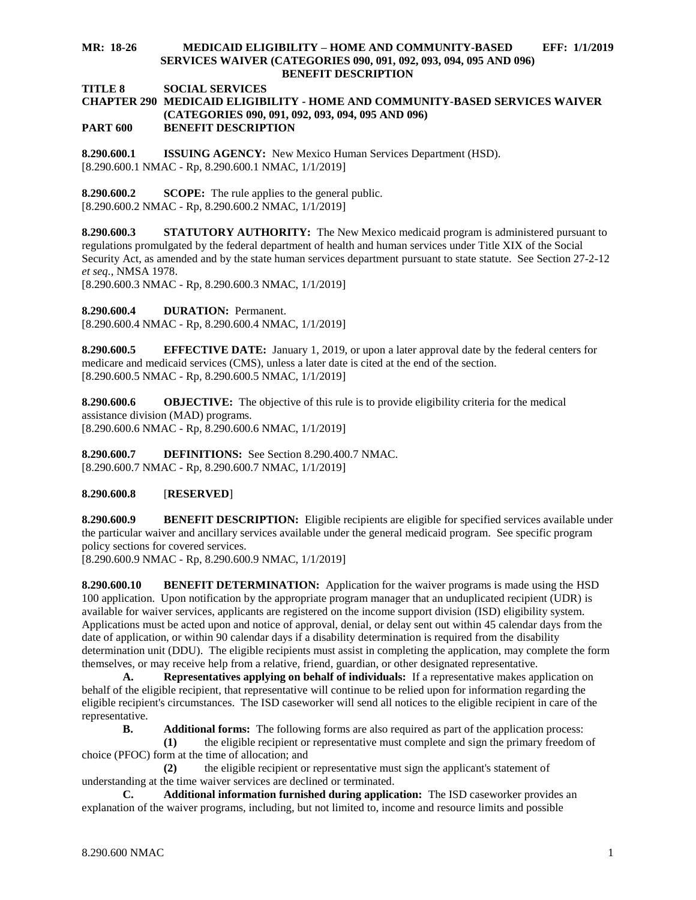**MR: 18-26 MEDICAID ELIGIBILITY – HOME AND COMMUNITY-BASED SERVICES WAIVER (CATEGORIES 090, 091, 092, 093, 094, 095 AND 096) BENEFIT DESCRIPTION EFF: 1/1/2019**

**TITLE 8 SOCIAL SERVICES**
**CHAPTER 290 MEDICAID ELIGIBILITY - HOME AND COMMUNITY-BASED SERVICES WAIVER (CATEGORIES 090, 091, 092, 093, 094, 095 AND 096)**
**PART 600 BENEFIT DESCRIPTION**

**8.290.600.1 ISSUING AGENCY:** New Mexico Human Services Department (HSD).
[8.290.600.1 NMAC - Rp, 8.290.600.1 NMAC, 1/1/2019]

**8.290.600.2 SCOPE:** The rule applies to the general public.
[8.290.600.2 NMAC - Rp, 8.290.600.2 NMAC, 1/1/2019]

**8.290.600.3 STATUTORY AUTHORITY:** The New Mexico medicaid program is administered pursuant to regulations promulgated by the federal department of health and human services under Title XIX of the Social Security Act, as amended and by the state human services department pursuant to state statute. See Section 27-2-12 *et seq.*, NMSA 1978.
[8.290.600.3 NMAC - Rp, 8.290.600.3 NMAC, 1/1/2019]

**8.290.600.4 DURATION:** Permanent.
[8.290.600.4 NMAC - Rp, 8.290.600.4 NMAC, 1/1/2019]

**8.290.600.5 EFFECTIVE DATE:** January 1, 2019, or upon a later approval date by the federal centers for medicare and medicaid services (CMS), unless a later date is cited at the end of the section.
[8.290.600.5 NMAC - Rp, 8.290.600.5 NMAC, 1/1/2019]

**8.290.600.6 OBJECTIVE:** The objective of this rule is to provide eligibility criteria for the medical assistance division (MAD) programs.
[8.290.600.6 NMAC - Rp, 8.290.600.6 NMAC, 1/1/2019]

**8.290.600.7 DEFINITIONS:** See Section 8.290.400.7 NMAC.
[8.290.600.7 NMAC - Rp, 8.290.600.7 NMAC, 1/1/2019]

**8.290.600.8** [**RESERVED**]

**8.290.600.9 BENEFIT DESCRIPTION:** Eligible recipients are eligible for specified services available under the particular waiver and ancillary services available under the general medicaid program. See specific program policy sections for covered services.
[8.290.600.9 NMAC - Rp, 8.290.600.9 NMAC, 1/1/2019]

**8.290.600.10 BENEFIT DETERMINATION:** Application for the waiver programs is made using the HSD 100 application. Upon notification by the appropriate program manager that an unduplicated recipient (UDR) is available for waiver services, applicants are registered on the income support division (ISD) eligibility system. Applications must be acted upon and notice of approval, denial, or delay sent out within 45 calendar days from the date of application, or within 90 calendar days if a disability determination is required from the disability determination unit (DDU). The eligible recipients must assist in completing the application, may complete the form themselves, or may receive help from a relative, friend, guardian, or other designated representative.

**A. Representatives applying on behalf of individuals:** If a representative makes application on behalf of the eligible recipient, that representative will continue to be relied upon for information regarding the eligible recipient's circumstances. The ISD caseworker will send all notices to the eligible recipient in care of the representative.

**B. Additional forms:** The following forms are also required as part of the application process:

**(1)** the eligible recipient or representative must complete and sign the primary freedom of choice (PFOC) form at the time of allocation; and

**(2)** the eligible recipient or representative must sign the applicant's statement of understanding at the time waiver services are declined or terminated.

**C. Additional information furnished during application:** The ISD caseworker provides an explanation of the waiver programs, including, but not limited to, income and resource limits and possible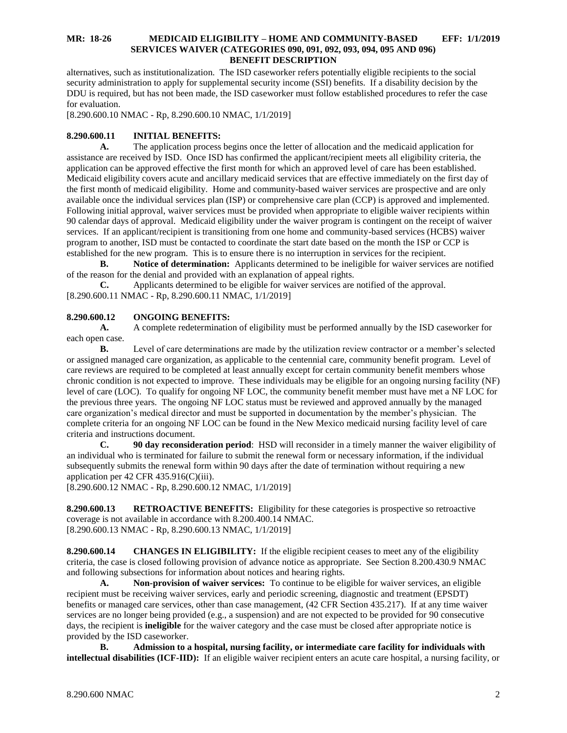alternatives, such as institutionalization. The ISD caseworker refers potentially eligible recipients to the social security administration to apply for supplemental security income (SSI) benefits. If a disability decision by the DDU is required, but has not been made, the ISD caseworker must follow established procedures to refer the case for evaluation.
[8.290.600.10 NMAC - Rp, 8.290.600.10 NMAC, 1/1/2019]

**8.290.600.11 INITIAL BENEFITS:**

**A.** The application process begins once the letter of allocation and the medicaid application for assistance are received by ISD. Once ISD has confirmed the applicant/recipient meets all eligibility criteria, the application can be approved effective the first month for which an approved level of care has been established. Medicaid eligibility covers acute and ancillary medicaid services that are effective immediately on the first day of the first month of medicaid eligibility. Home and community-based waiver services are prospective and are only available once the individual services plan (ISP) or comprehensive care plan (CCP) is approved and implemented. Following initial approval, waiver services must be provided when appropriate to eligible waiver recipients within 90 calendar days of approval. Medicaid eligibility under the waiver program is contingent on the receipt of waiver services. If an applicant/recipient is transitioning from one home and community-based services (HCBS) waiver program to another, ISD must be contacted to coordinate the start date based on the month the ISP or CCP is established for the new program. This is to ensure there is no interruption in services for the recipient.

**B. Notice of determination:** Applicants determined to be ineligible for waiver services are notified of the reason for the denial and provided with an explanation of appeal rights.

**C.** Applicants determined to be eligible for waiver services are notified of the approval.
[8.290.600.11 NMAC - Rp, 8.290.600.11 NMAC, 1/1/2019]

**8.290.600.12 ONGOING BENEFITS:**

**A.** A complete redetermination of eligibility must be performed annually by the ISD caseworker for each open case.

**B.** Level of care determinations are made by the utilization review contractor or a member's selected or assigned managed care organization, as applicable to the centennial care, community benefit program. Level of care reviews are required to be completed at least annually except for certain community benefit members whose chronic condition is not expected to improve. These individuals may be eligible for an ongoing nursing facility (NF) level of care (LOC). To qualify for ongoing NF LOC, the community benefit member must have met a NF LOC for the previous three years. The ongoing NF LOC status must be reviewed and approved annually by the managed care organization's medical director and must be supported in documentation by the member's physician. The complete criteria for an ongoing NF LOC can be found in the New Mexico medicaid nursing facility level of care criteria and instructions document.

**C. 90 day reconsideration period**: HSD will reconsider in a timely manner the waiver eligibility of an individual who is terminated for failure to submit the renewal form or necessary information, if the individual subsequently submits the renewal form within 90 days after the date of termination without requiring a new application per 42 CFR 435.916(C)(iii).
[8.290.600.12 NMAC - Rp, 8.290.600.12 NMAC, 1/1/2019]

**8.290.600.13 RETROACTIVE BENEFITS:** Eligibility for these categories is prospective so retroactive coverage is not available in accordance with 8.200.400.14 NMAC.
[8.290.600.13 NMAC - Rp, 8.290.600.13 NMAC, 1/1/2019]

**8.290.600.14 CHANGES IN ELIGIBILITY:** If the eligible recipient ceases to meet any of the eligibility criteria, the case is closed following provision of advance notice as appropriate. See Section 8.200.430.9 NMAC and following subsections for information about notices and hearing rights.

**A. Non-provision of waiver services:** To continue to be eligible for waiver services, an eligible recipient must be receiving waiver services, early and periodic screening, diagnostic and treatment (EPSDT) benefits or managed care services, other than case management, (42 CFR Section 435.217). If at any time waiver services are no longer being provided (e.g., a suspension) and are not expected to be provided for 90 consecutive days, the recipient is **ineligible** for the waiver category and the case must be closed after appropriate notice is provided by the ISD caseworker.

**B. Admission to a hospital, nursing facility, or intermediate care facility for individuals with intellectual disabilities (ICF-IID):** If an eligible waiver recipient enters an acute care hospital, a nursing facility, or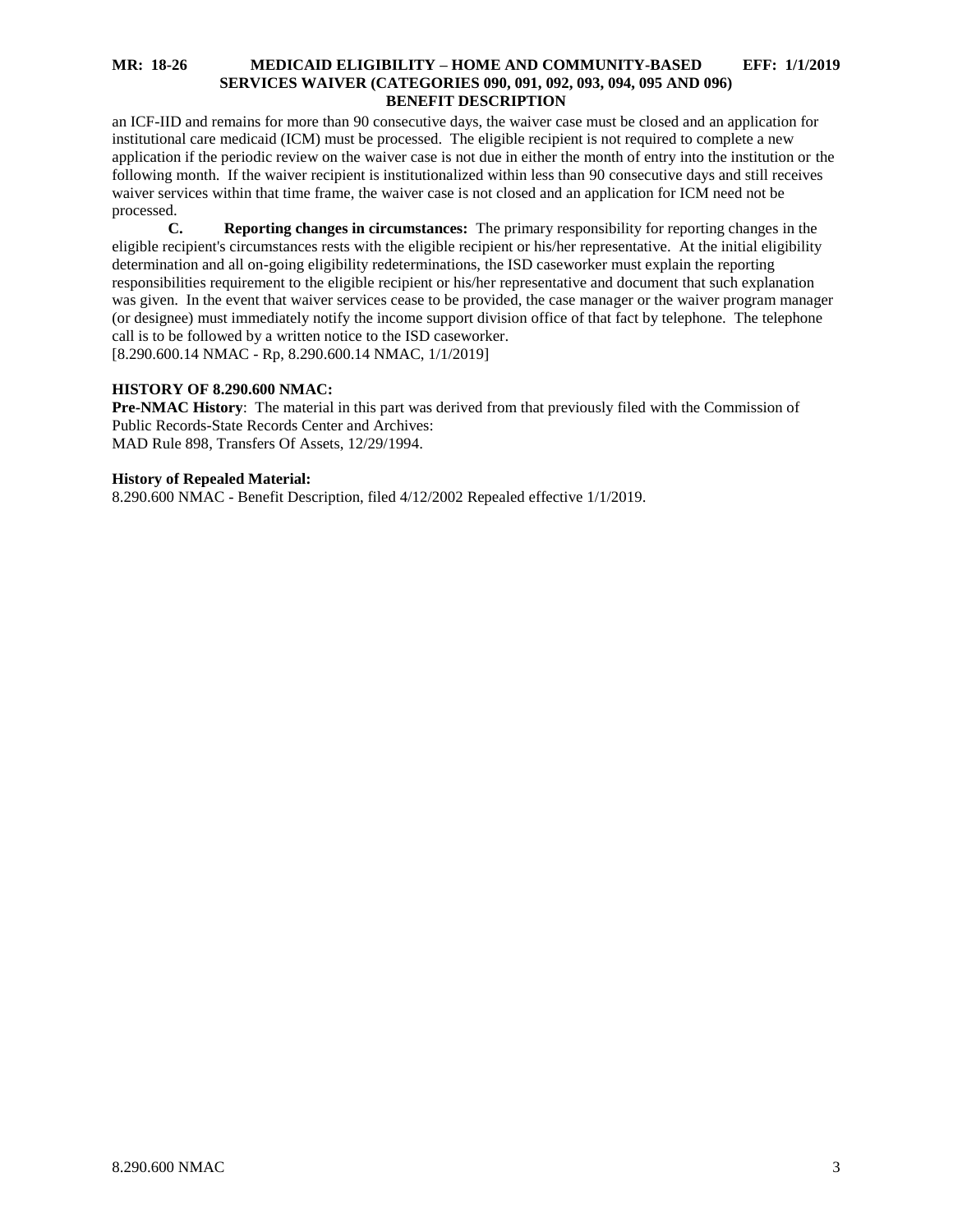an ICF-IID and remains for more than 90 consecutive days, the waiver case must be closed and an application for institutional care medicaid (ICM) must be processed. The eligible recipient is not required to complete a new application if the periodic review on the waiver case is not due in either the month of entry into the institution or the following month. If the waiver recipient is institutionalized within less than 90 consecutive days and still receives waiver services within that time frame, the waiver case is not closed and an application for ICM need not be processed.

**C. Reporting changes in circumstances:** The primary responsibility for reporting changes in the eligible recipient's circumstances rests with the eligible recipient or his/her representative. At the initial eligibility determination and all on-going eligibility redeterminations, the ISD caseworker must explain the reporting responsibilities requirement to the eligible recipient or his/her representative and document that such explanation was given. In the event that waiver services cease to be provided, the case manager or the waiver program manager (or designee) must immediately notify the income support division office of that fact by telephone. The telephone call is to be followed by a written notice to the ISD caseworker.

[8.290.600.14 NMAC - Rp, 8.290.600.14 NMAC, 1/1/2019]

**HISTORY OF 8.290.600 NMAC:**

**Pre-NMAC History**: The material in this part was derived from that previously filed with the Commission of Public Records-State Records Center and Archives:

MAD Rule 898, Transfers Of Assets, 12/29/1994.

**History of Repealed Material:**

8.290.600 NMAC - Benefit Description, filed 4/12/2002 Repealed effective 1/1/2019.